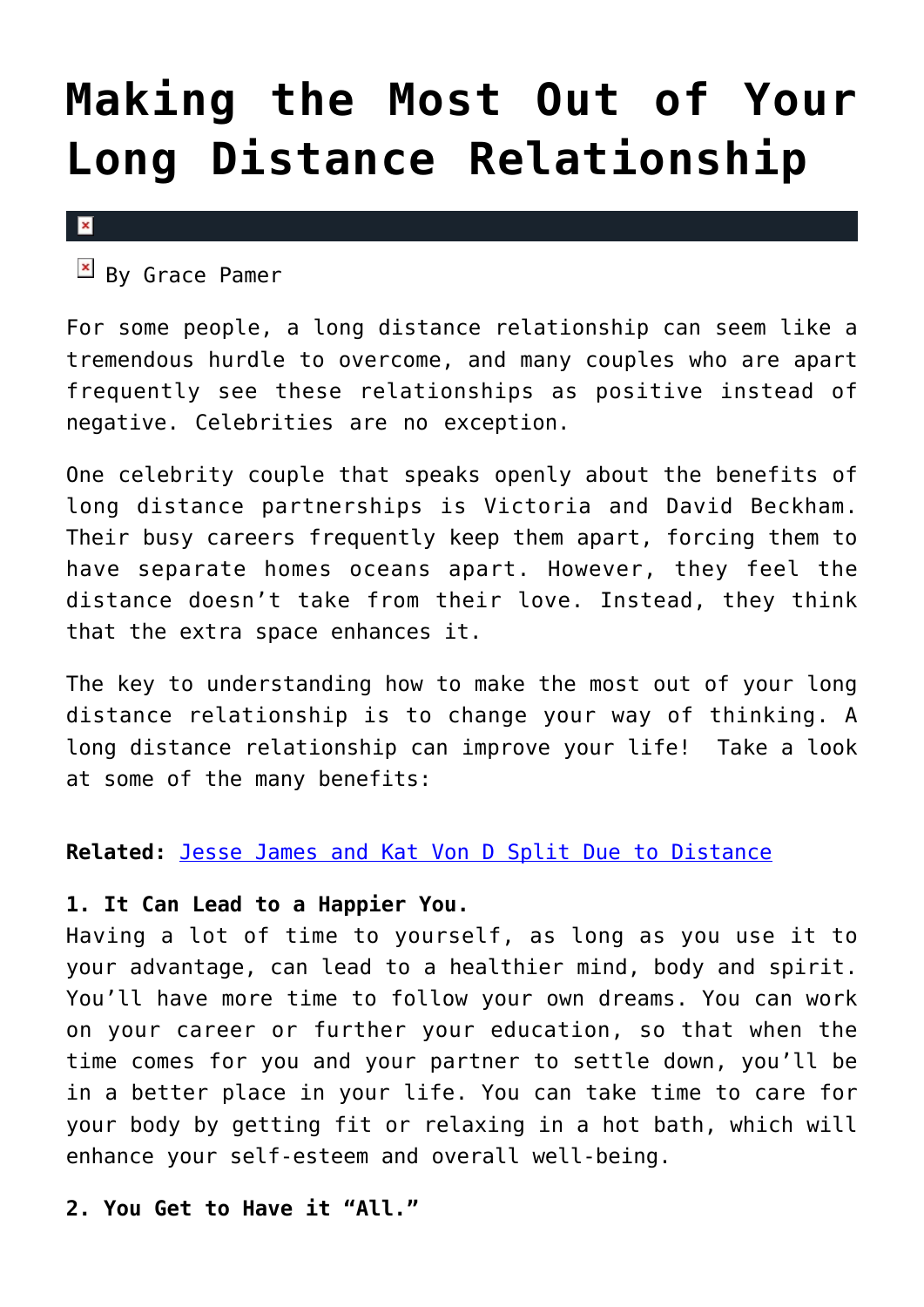# Making the Most Out of Your Long Distance Relationship

By Grace Pamer

For some people, a long distance relationship can seem like a tremendous hurdle to overcome, and many couples who are apart frequently see these relationships as positive instead of negative. Celebrities are no exception.

One celebrity couple that speaks openly about the benefits of long distance partnerships is Victoria and David Beckham. Their busy careers frequently keep them apart, forcing them to have separate homes oceans apart. However, they feel the distance doesn't take from their love. Instead, they think that the extra space enhances it.

The key to understanding how to make the most out of your long distance relationship is to change your way of thinking. A long distance relationship can improve your life! Take a look at some of the many benefits:

**Related:** Jesse James and Kat Von D Split Due to Distance

**1. It Can Lead to a Happier You.**
Having a lot of time to yourself, as long as you use it to your advantage, can lead to a healthier mind, body and spirit. You'll have more time to follow your own dreams. You can work on your career or further your education, so that when the time comes for you and your partner to settle down, you'll be in a better place in your life. You can take time to care for your body by getting fit or relaxing in a hot bath, which will enhance your self-esteem and overall well-being.

**2. You Get to Have it "All."**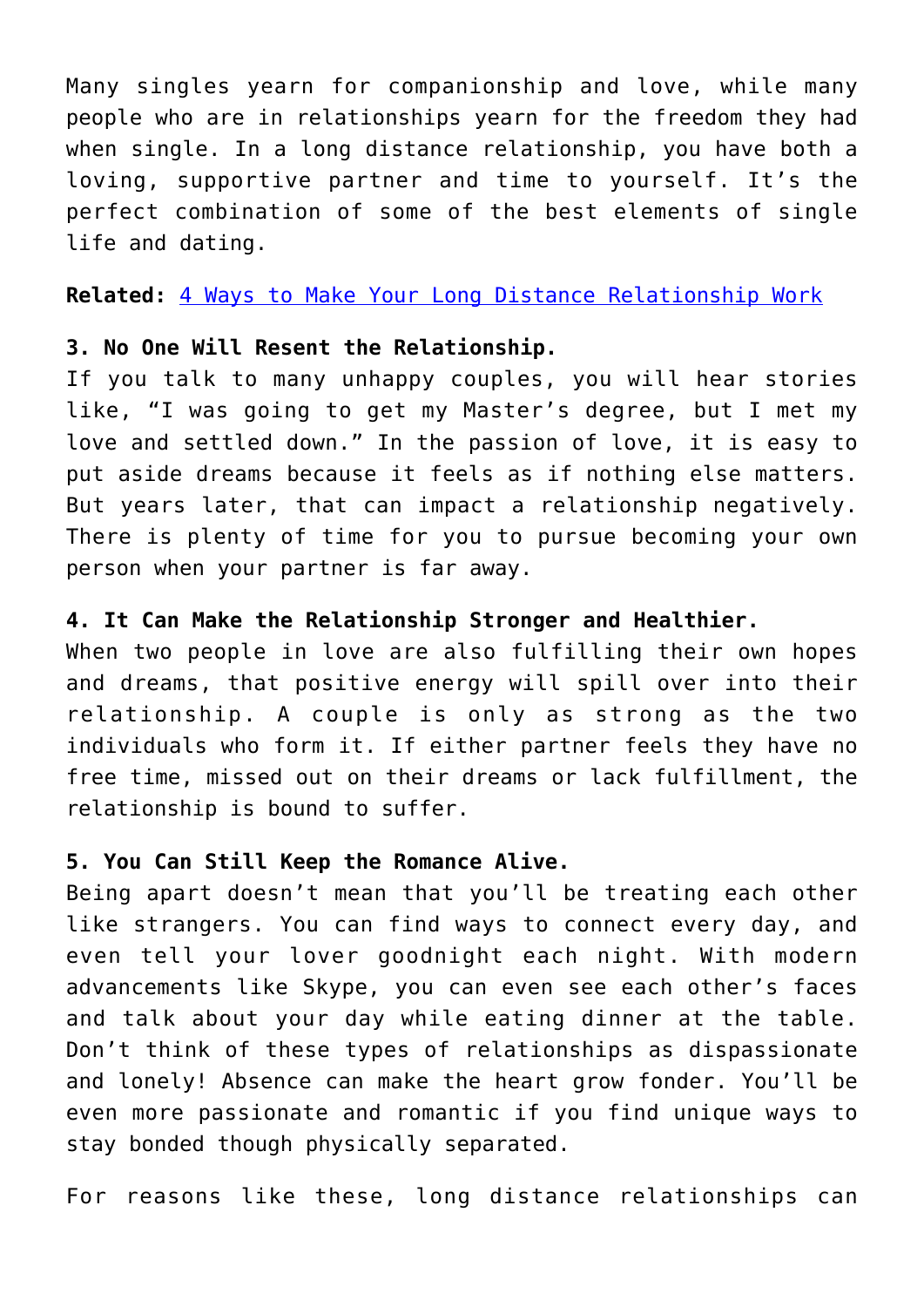Many singles yearn for companionship and love, while many people who are in relationships yearn for the freedom they had when single. In a long distance relationship, you have both a loving, supportive partner and time to yourself. It's the perfect combination of some of the best elements of single life and dating.

**Related:** [4 Ways to Make Your Long Distance Relationship Work]()

**3. No One Will Resent the Relationship.**
If you talk to many unhappy couples, you will hear stories like, "I was going to get my Master's degree, but I met my love and settled down." In the passion of love, it is easy to put aside dreams because it feels as if nothing else matters. But years later, that can impact a relationship negatively. There is plenty of time for you to pursue becoming your own person when your partner is far away.

**4. It Can Make the Relationship Stronger and Healthier.**
When two people in love are also fulfilling their own hopes and dreams, that positive energy will spill over into their relationship. A couple is only as strong as the two individuals who form it. If either partner feels they have no free time, missed out on their dreams or lack fulfillment, the relationship is bound to suffer.

**5. You Can Still Keep the Romance Alive.**
Being apart doesn't mean that you'll be treating each other like strangers. You can find ways to connect every day, and even tell your lover goodnight each night. With modern advancements like Skype, you can even see each other's faces and talk about your day while eating dinner at the table. Don't think of these types of relationships as dispassionate and lonely! Absence can make the heart grow fonder. You'll be even more passionate and romantic if you find unique ways to stay bonded though physically separated.

For reasons like these, long distance relationships can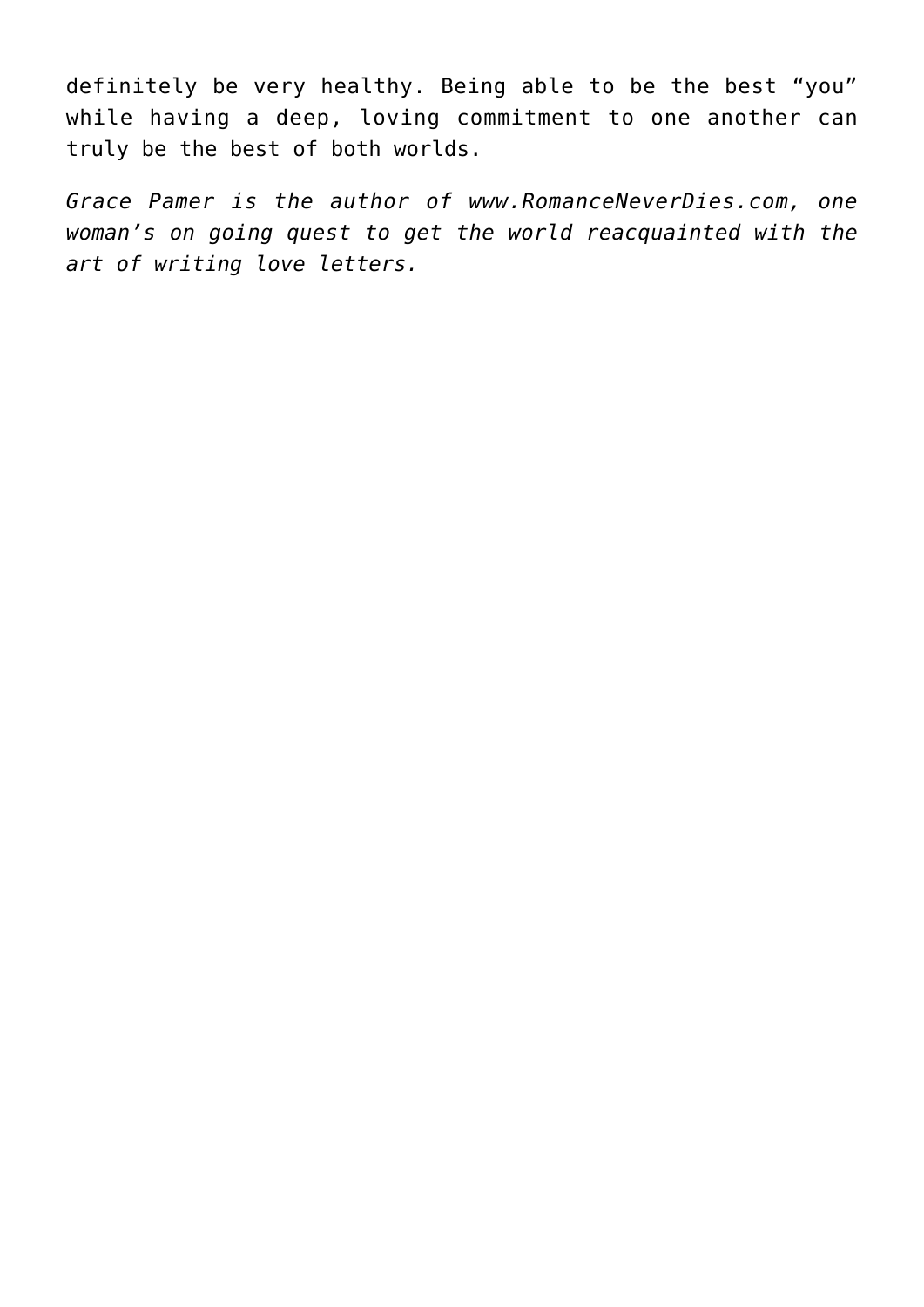definitely be very healthy. Being able to be the best "you" while having a deep, loving commitment to one another can truly be the best of both worlds.

*Grace Pamer is the author of www.RomanceNeverDies.com, one woman's on going quest to get the world reacquainted with the art of writing love letters.*